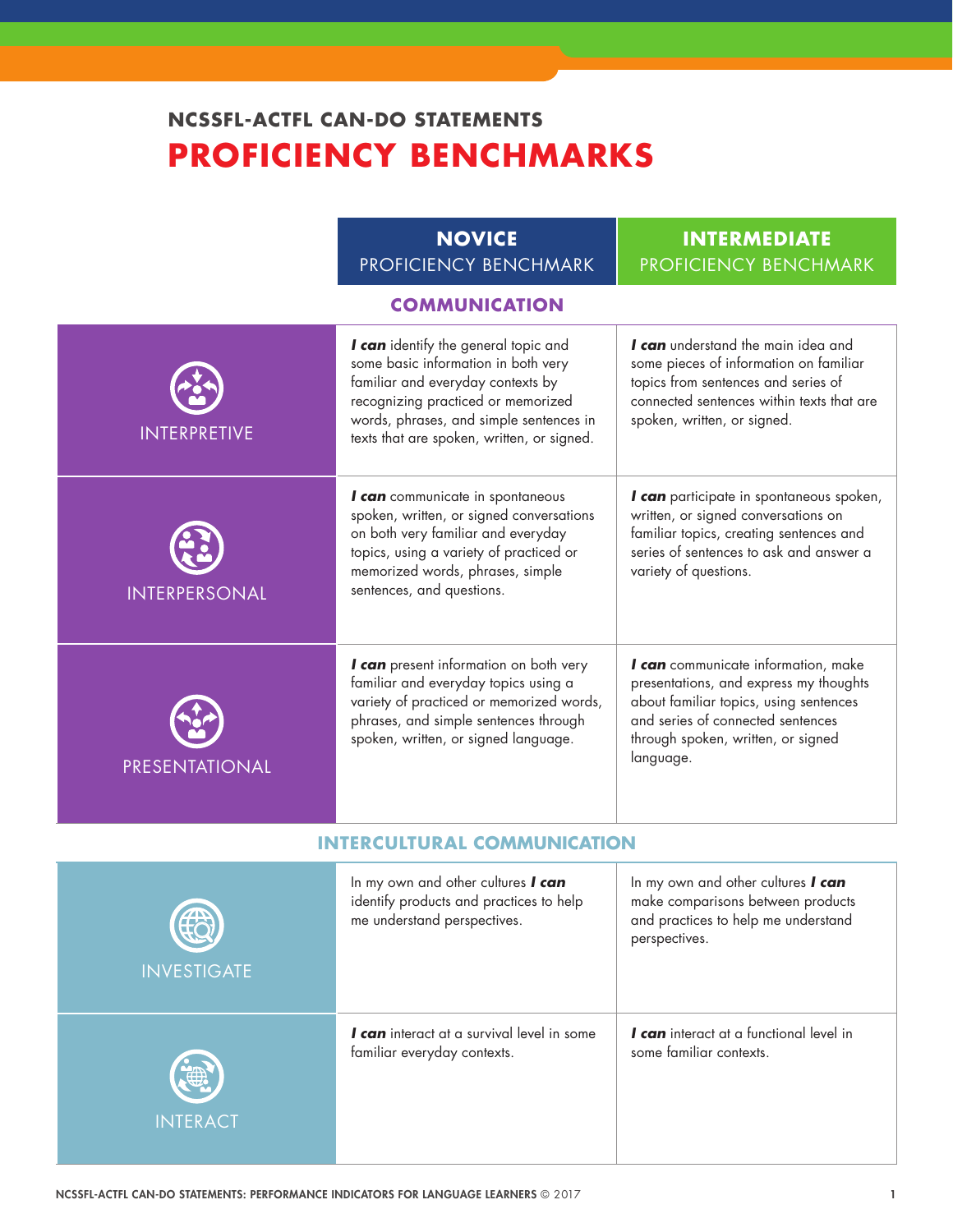### NCSSFL-ACTFL CAN-DO STATEMENTS

# PROFICIENCY BENCHMARKS

| | **NOVICE** PROFICIENCY BENCHMARK | **INTERMEDIATE** PROFICIENCY BENCHMARK |
|---|---|---|
| **COMMUNICATION** | | |
| INTERPRETIVE | ***I can*** identify the general topic and some basic information in both very familiar and everyday contexts by recognizing practiced or memorized words, phrases, and simple sentences in texts that are spoken, written, or signed. | ***I can*** understand the main idea and some pieces of information on familiar topics from sentences and series of connected sentences within texts that are spoken, written, or signed. |
| INTERPERSONAL | ***I can*** communicate in spontaneous spoken, written, or signed conversations on both very familiar and everyday topics, using a variety of practiced or memorized words, phrases, simple sentences, and questions. | ***I can*** participate in spontaneous spoken, written, or signed conversations on familiar topics, creating sentences and series of sentences to ask and answer a variety of questions. |
| PRESENTATIONAL | ***I can*** present information on both very familiar and everyday topics using a variety of practiced or memorized words, phrases, and simple sentences through spoken, written, or signed language. | ***I can*** communicate information, make presentations, and express my thoughts about familiar topics, using sentences and series of connected sentences through spoken, written, or signed language. |
| **INTERCULTURAL COMMUNICATION** | | |
| INVESTIGATE | In my own and other cultures ***I can*** identify products and practices to help me understand perspectives. | In my own and other cultures ***I can*** make comparisons between products and practices to help me understand perspectives. |
| INTERACT | ***I can*** interact at a survival level in some familiar everyday contexts. | ***I can*** interact at a functional level in some familiar contexts. |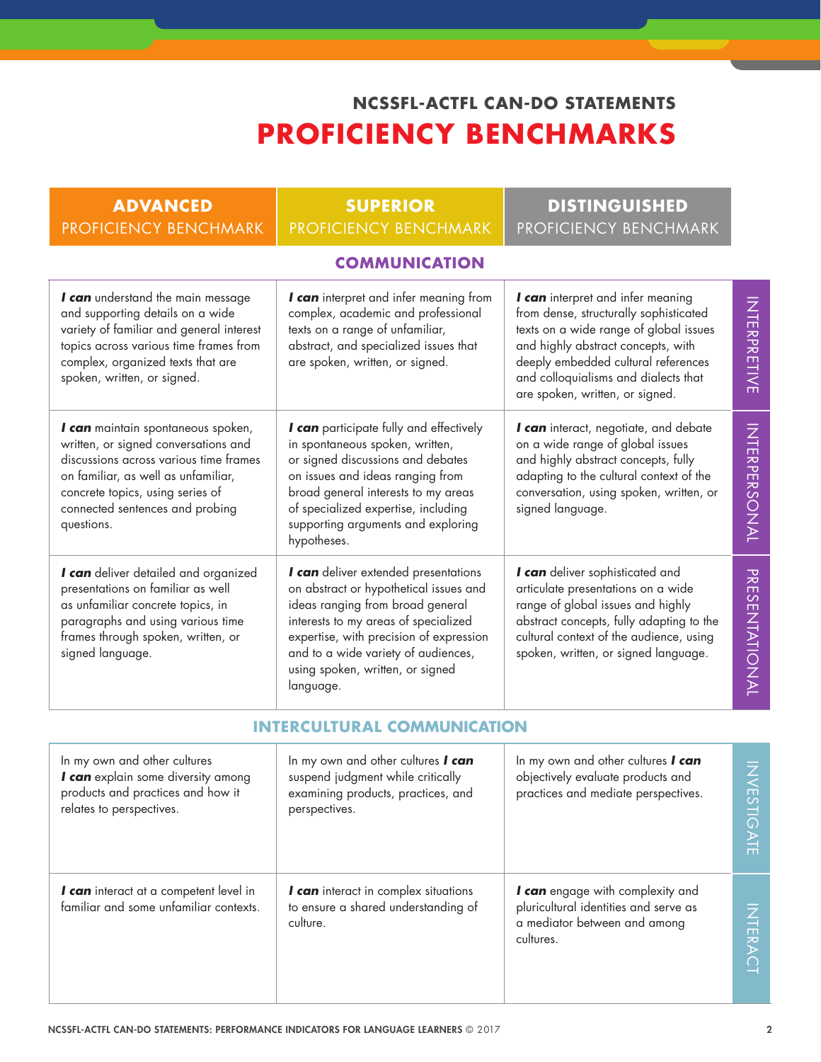## NCSSFL-ACTFL CAN-DO STATEMENTS

# PROFICIENCY BENCHMARKS

| | ADVANCED PROFICIENCY BENCHMARK | SUPERIOR PROFICIENCY BENCHMARK | DISTINGUISHED PROFICIENCY BENCHMARK |
|---|---|---|---|
| **COMMUNICATION** | | | |
| INTERPRETIVE | ***I can*** understand the main message and supporting details on a wide variety of familiar and general interest topics across various time frames from complex, organized texts that are spoken, written, or signed. | ***I can*** interpret and infer meaning from complex, academic and professional texts on a range of unfamiliar, abstract, and specialized issues that are spoken, written, or signed. | ***I can*** interpret and infer meaning from dense, structurally sophisticated texts on a wide range of global issues and highly abstract concepts, with deeply embedded cultural references and colloquialisms and dialects that are spoken, written, or signed. |
| INTERPERSONAL | ***I can*** maintain spontaneous spoken, written, or signed conversations and discussions across various time frames on familiar, as well as unfamiliar, concrete topics, using series of connected sentences and probing questions. | ***I can*** participate fully and effectively in spontaneous spoken, written, or signed discussions and debates on issues and ideas ranging from broad general interests to my areas of specialized expertise, including supporting arguments and exploring hypotheses. | ***I can*** interact, negotiate, and debate on a wide range of global issues and highly abstract concepts, fully adapting to the cultural context of the conversation, using spoken, written, or signed language. |
| PRESENTATIONAL | ***I can*** deliver detailed and organized presentations on familiar as well as unfamiliar concrete topics, in paragraphs and using various time frames through spoken, written, or signed language. | ***I can*** deliver extended presentations on abstract or hypothetical issues and ideas ranging from broad general interests to my areas of specialized expertise, with precision of expression and to a wide variety of audiences, using spoken, written, or signed language. | ***I can*** deliver sophisticated and articulate presentations on a wide range of global issues and highly abstract concepts, fully adapting to the cultural context of the audience, using spoken, written, or signed language. |
| **INTERCULTURAL COMMUNICATION** | | | |
| INVESTIGATE | In my own and other cultures ***I can*** explain some diversity among products and practices and how it relates to perspectives. | In my own and other cultures ***I can*** suspend judgment while critically examining products, practices, and perspectives. | In my own and other cultures ***I can*** objectively evaluate products and practices and mediate perspectives. |
| INTERACT | ***I can*** interact at a competent level in familiar and some unfamiliar contexts. | ***I can*** interact in complex situations to ensure a shared understanding of culture. | ***I can*** engage with complexity and pluricultural identities and serve as a mediator between and among cultures. |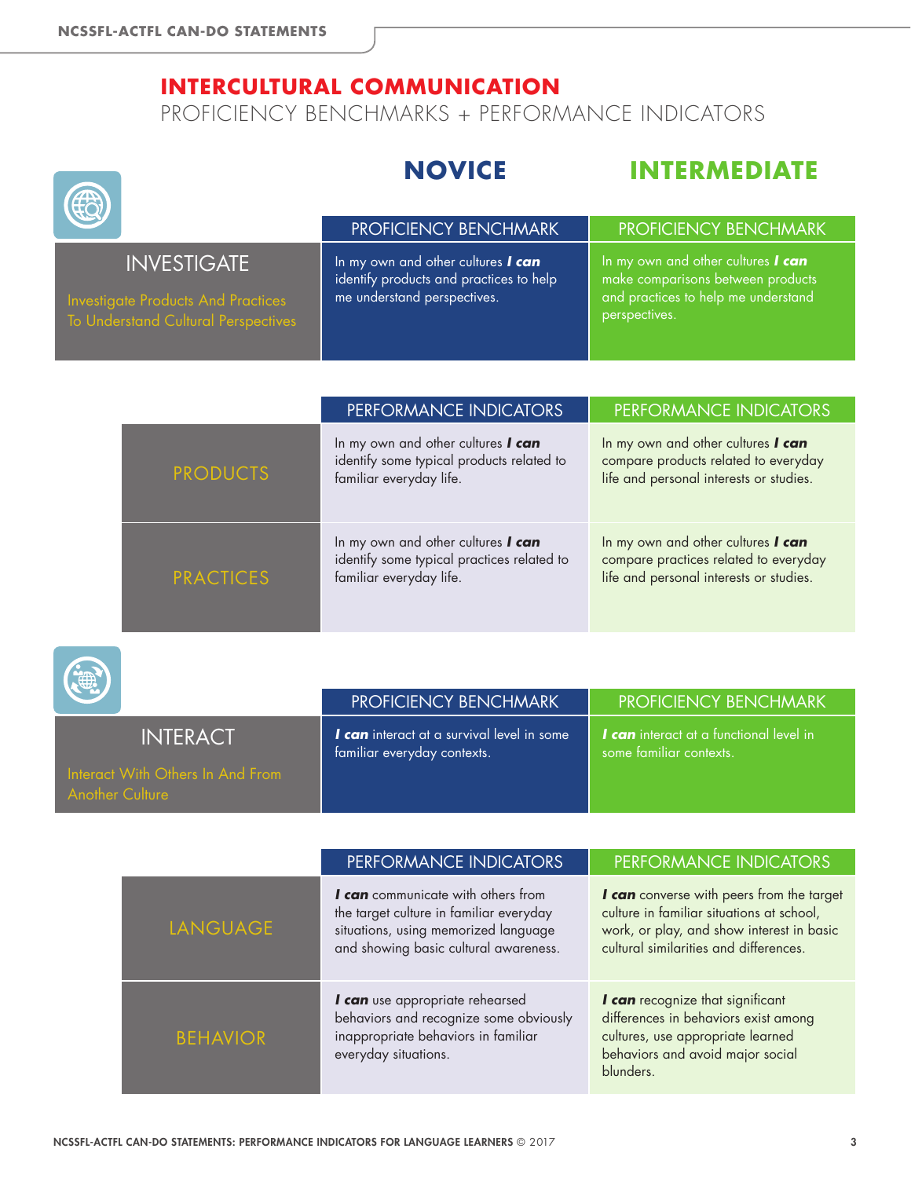# INTERCULTURAL COMMUNICATION

PROFICIENCY BENCHMARKS + PERFORMANCE INDICATORS

| | NOVICE | INTERMEDIATE |
|---|---|---|
| | **PROFICIENCY BENCHMARK** | **PROFICIENCY BENCHMARK** |
| **INVESTIGATE**<br>Investigate Products And Practices To Understand Cultural Perspectives | In my own and other cultures ***I can*** identify products and practices to help me understand perspectives. | In my own and other cultures ***I can*** make comparisons between products and practices to help me understand perspectives. |
| | **PERFORMANCE INDICATORS** | **PERFORMANCE INDICATORS** |
| PRODUCTS | In my own and other cultures ***I can*** identify some typical products related to familiar everyday life. | In my own and other cultures ***I can*** compare products related to everyday life and personal interests or studies. |
| PRACTICES | In my own and other cultures ***I can*** identify some typical practices related to familiar everyday life. | In my own and other cultures ***I can*** compare practices related to everyday life and personal interests or studies. |

| | NOVICE | INTERMEDIATE |
|---|---|---|
| | **PROFICIENCY BENCHMARK** | **PROFICIENCY BENCHMARK** |
| **INTERACT**<br>Interact With Others In And From Another Culture | ***I can*** interact at a survival level in some familiar everyday contexts. | ***I can*** interact at a functional level in some familiar contexts. |
| | **PERFORMANCE INDICATORS** | **PERFORMANCE INDICATORS** |
| LANGUAGE | ***I can*** communicate with others from the target culture in familiar everyday situations, using memorized language and showing basic cultural awareness. | ***I can*** converse with peers from the target culture in familiar situations at school, work, or play, and show interest in basic cultural similarities and differences. |
| BEHAVIOR | ***I can*** use appropriate rehearsed behaviors and recognize some obviously inappropriate behaviors in familiar everyday situations. | ***I can*** recognize that significant differences in behaviors exist among cultures, use appropriate learned behaviors and avoid major social blunders. |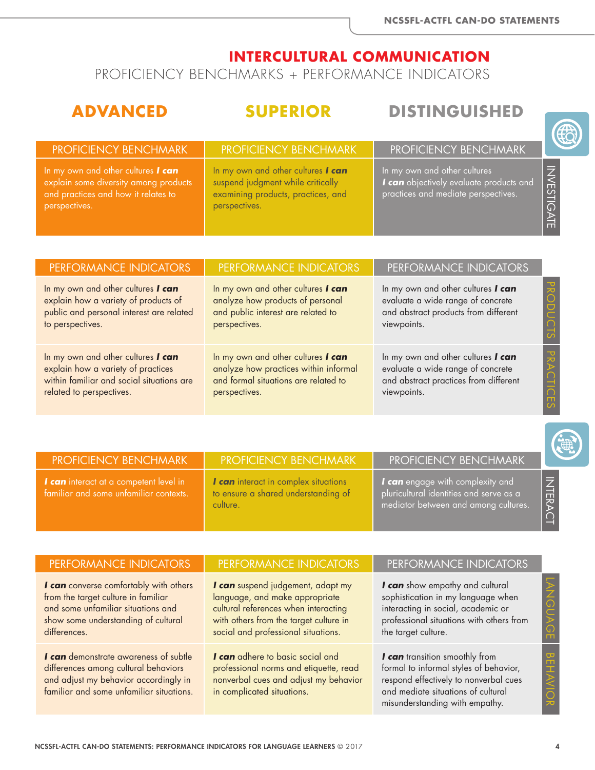# INTERCULTURAL COMMUNICATION

## PROFICIENCY BENCHMARKS + PERFORMANCE INDICATORS

### INVESTIGATE

| | ADVANCED | SUPERIOR | DISTINGUISHED |
|---|---|---|---|
| **PROFICIENCY BENCHMARK** | In my own and other cultures ***I can*** explain some diversity among products and practices and how it relates to perspectives. | In my own and other cultures ***I can*** suspend judgment while critically examining products, practices, and perspectives. | In my own and other cultures ***I can*** objectively evaluate products and practices and mediate perspectives. |

| PERFORMANCE INDICATORS | ADVANCED | SUPERIOR | DISTINGUISHED |
|---|---|---|---|
| **PRODUCTS** | In my own and other cultures ***I can*** explain how a variety of products of public and personal interest are related to perspectives. | In my own and other cultures ***I can*** analyze how products of personal and public interest are related to perspectives. | In my own and other cultures ***I can*** evaluate a wide range of concrete and abstract products from different viewpoints. |
| **PRACTICES** | In my own and other cultures ***I can*** explain how a variety of practices within familiar and social situations are related to perspectives. | In my own and other cultures ***I can*** analyze how practices within informal and formal situations are related to perspectives. | In my own and other cultures ***I can*** evaluate a wide range of concrete and abstract practices from different viewpoints. |

### INTERACT

| | ADVANCED | SUPERIOR | DISTINGUISHED |
|---|---|---|---|
| **PROFICIENCY BENCHMARK** | ***I can*** interact at a competent level in familiar and some unfamiliar contexts. | ***I can*** interact in complex situations to ensure a shared understanding of culture. | ***I can*** engage with complexity and pluricultural identities and serve as a mediator between and among cultures. |

| PERFORMANCE INDICATORS | ADVANCED | SUPERIOR | DISTINGUISHED |
|---|---|---|---|
| **LANGUAGE** | ***I can*** converse comfortably with others from the target culture in familiar and some unfamiliar situations and show some understanding of cultural differences. | ***I can*** suspend judgement, adapt my language, and make appropriate cultural references when interacting with others from the target culture in social and professional situations. | ***I can*** show empathy and cultural sophistication in my language when interacting in social, academic or professional situations with others from the target culture. |
| **BEHAVIOR** | ***I can*** demonstrate awareness of subtle differences among cultural behaviors and adjust my behavior accordingly in familiar and some unfamiliar situations. | ***I can*** adhere to basic social and professional norms and etiquette, read nonverbal cues and adjust my behavior in complicated situations. | ***I can*** transition smoothly from formal to informal styles of behavior, respond effectively to nonverbal cues and mediate situations of cultural misunderstanding with empathy. |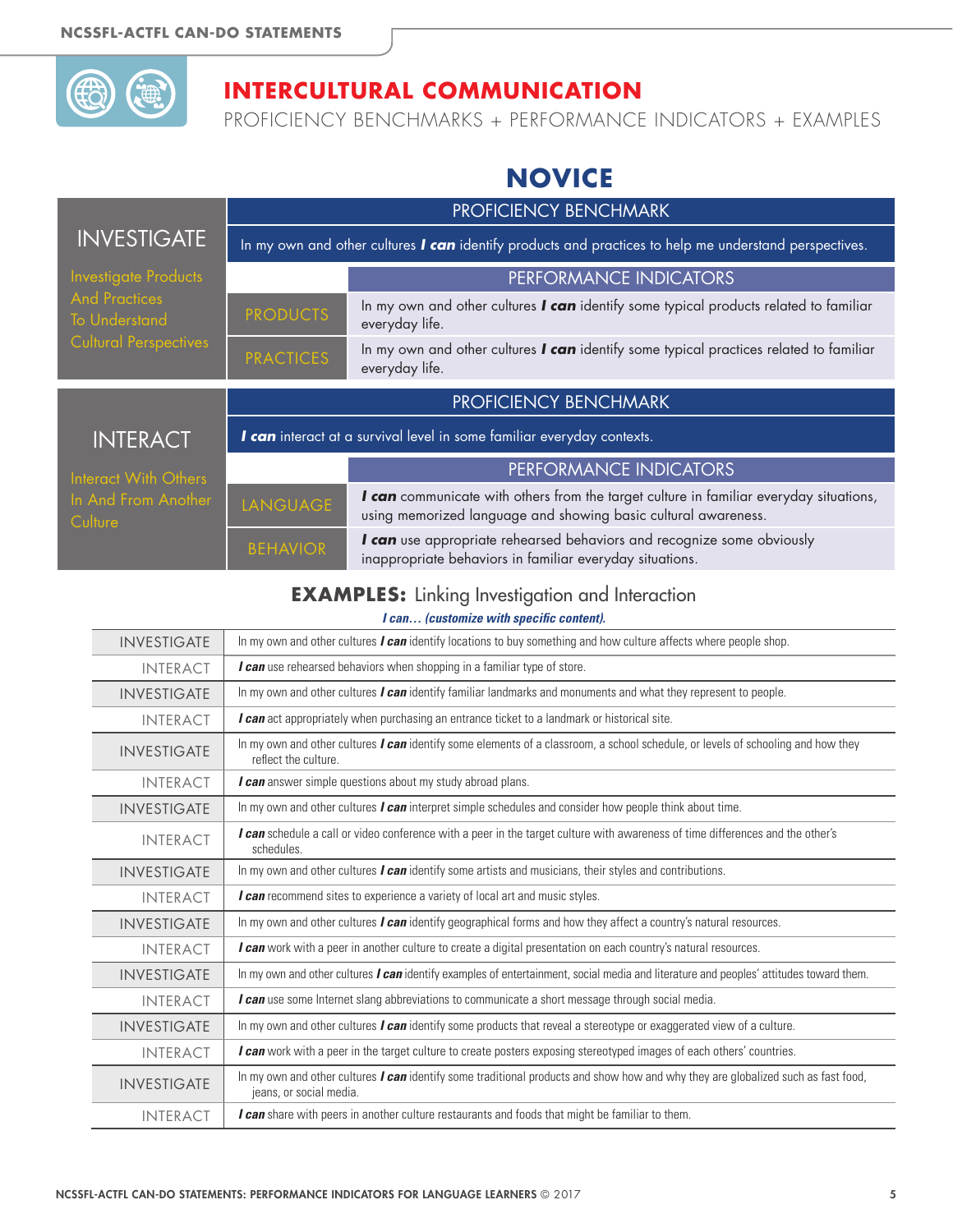# INTERCULTURAL COMMUNICATION

PROFICIENCY BENCHMARKS + PERFORMANCE INDICATORS + EXAMPLES

## NOVICE

### INVESTIGATE

Investigate Products And Practices To Understand Cultural Perspectives

**PROFICIENCY BENCHMARK**

In my own and other cultures ***I can*** identify products and practices to help me understand perspectives.

| | PERFORMANCE INDICATORS |
|---|---|
| PRODUCTS | In my own and other cultures ***I can*** identify some typical products related to familiar everyday life. |
| PRACTICES | In my own and other cultures ***I can*** identify some typical practices related to familiar everyday life. |

### INTERACT

Interact With Others In And From Another Culture

**PROFICIENCY BENCHMARK**

***I can*** interact at a survival level in some familiar everyday contexts.

| | PERFORMANCE INDICATORS |
|---|---|
| LANGUAGE | ***I can*** communicate with others from the target culture in familiar everyday situations, using memorized language and showing basic cultural awareness. |
| BEHAVIOR | ***I can*** use appropriate rehearsed behaviors and recognize some obviously inappropriate behaviors in familiar everyday situations. |

### EXAMPLES: Linking Investigation and Interaction

***I can… (customize with specific content).***

| | |
|---|---|
| INVESTIGATE | In my own and other cultures ***I can*** identify locations to buy something and how culture affects where people shop. |
| INTERACT | ***I can*** use rehearsed behaviors when shopping in a familiar type of store. |
| INVESTIGATE | In my own and other cultures ***I can*** identify familiar landmarks and monuments and what they represent to people. |
| INTERACT | ***I can*** act appropriately when purchasing an entrance ticket to a landmark or historical site. |
| INVESTIGATE | In my own and other cultures ***I can*** identify some elements of a classroom, a school schedule, or levels of schooling and how they reflect the culture. |
| INTERACT | ***I can*** answer simple questions about my study abroad plans. |
| INVESTIGATE | In my own and other cultures ***I can*** interpret simple schedules and consider how people think about time. |
| INTERACT | ***I can*** schedule a call or video conference with a peer in the target culture with awareness of time differences and the other's schedules. |
| INVESTIGATE | In my own and other cultures ***I can*** identify some artists and musicians, their styles and contributions. |
| INTERACT | ***I can*** recommend sites to experience a variety of local art and music styles. |
| INVESTIGATE | In my own and other cultures ***I can*** identify geographical forms and how they affect a country's natural resources. |
| INTERACT | ***I can*** work with a peer in another culture to create a digital presentation on each country's natural resources. |
| INVESTIGATE | In my own and other cultures ***I can*** identify examples of entertainment, social media and literature and peoples' attitudes toward them. |
| INTERACT | ***I can*** use some Internet slang abbreviations to communicate a short message through social media. |
| INVESTIGATE | In my own and other cultures ***I can*** identify some products that reveal a stereotype or exaggerated view of a culture. |
| INTERACT | ***I can*** work with a peer in the target culture to create posters exposing stereotyped images of each others' countries. |
| INVESTIGATE | In my own and other cultures ***I can*** identify some traditional products and show how and why they are globalized such as fast food, jeans, or social media. |
| INTERACT | ***I can*** share with peers in another culture restaurants and foods that might be familiar to them. |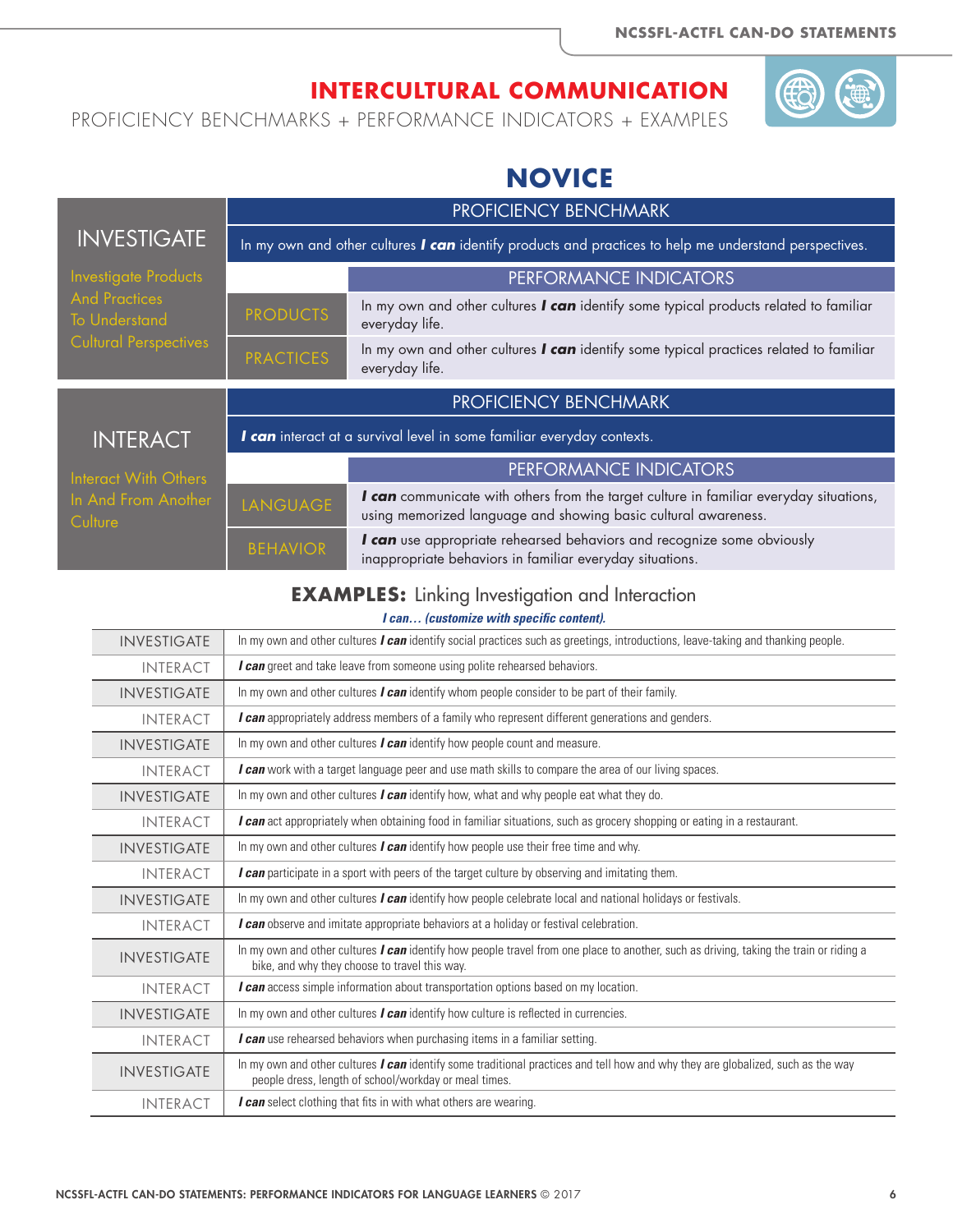# INTERCULTURAL COMMUNICATION

PROFICIENCY BENCHMARKS + PERFORMANCE INDICATORS + EXAMPLES

## NOVICE

### INVESTIGATE

Investigate Products And Practices To Understand Cultural Perspectives

**PROFICIENCY BENCHMARK**

In my own and other cultures ***I can*** identify products and practices to help me understand perspectives.

| | PERFORMANCE INDICATORS |
|---|---|
| PRODUCTS | In my own and other cultures ***I can*** identify some typical products related to familiar everyday life. |
| PRACTICES | In my own and other cultures ***I can*** identify some typical practices related to familiar everyday life. |

### INTERACT

Interact With Others In And From Another Culture

**PROFICIENCY BENCHMARK**

***I can*** interact at a survival level in some familiar everyday contexts.

| | PERFORMANCE INDICATORS |
|---|---|
| LANGUAGE | ***I can*** communicate with others from the target culture in familiar everyday situations, using memorized language and showing basic cultural awareness. |
| BEHAVIOR | ***I can*** use appropriate rehearsed behaviors and recognize some obviously inappropriate behaviors in familiar everyday situations. |

## EXAMPLES: Linking Investigation and Interaction

***I can… (customize with specific content).***

| | |
|---|---|
| INVESTIGATE | In my own and other cultures ***I can*** identify social practices such as greetings, introductions, leave-taking and thanking people. |
| INTERACT | ***I can*** greet and take leave from someone using polite rehearsed behaviors. |
| INVESTIGATE | In my own and other cultures ***I can*** identify whom people consider to be part of their family. |
| INTERACT | ***I can*** appropriately address members of a family who represent different generations and genders. |
| INVESTIGATE | In my own and other cultures ***I can*** identify how people count and measure. |
| INTERACT | ***I can*** work with a target language peer and use math skills to compare the area of our living spaces. |
| INVESTIGATE | In my own and other cultures ***I can*** identify how, what and why people eat what they do. |
| INTERACT | ***I can*** act appropriately when obtaining food in familiar situations, such as grocery shopping or eating in a restaurant. |
| INVESTIGATE | In my own and other cultures ***I can*** identify how people use their free time and why. |
| INTERACT | ***I can*** participate in a sport with peers of the target culture by observing and imitating them. |
| INVESTIGATE | In my own and other cultures ***I can*** identify how people celebrate local and national holidays or festivals. |
| INTERACT | ***I can*** observe and imitate appropriate behaviors at a holiday or festival celebration. |
| INVESTIGATE | In my own and other cultures ***I can*** identify how people travel from one place to another, such as driving, taking the train or riding a bike, and why they choose to travel this way. |
| INTERACT | ***I can*** access simple information about transportation options based on my location. |
| INVESTIGATE | In my own and other cultures ***I can*** identify how culture is reflected in currencies. |
| INTERACT | ***I can*** use rehearsed behaviors when purchasing items in a familiar setting. |
| INVESTIGATE | In my own and other cultures ***I can*** identify some traditional practices and tell how and why they are globalized, such as the way people dress, length of school/workday or meal times. |
| INTERACT | ***I can*** select clothing that fits in with what others are wearing. |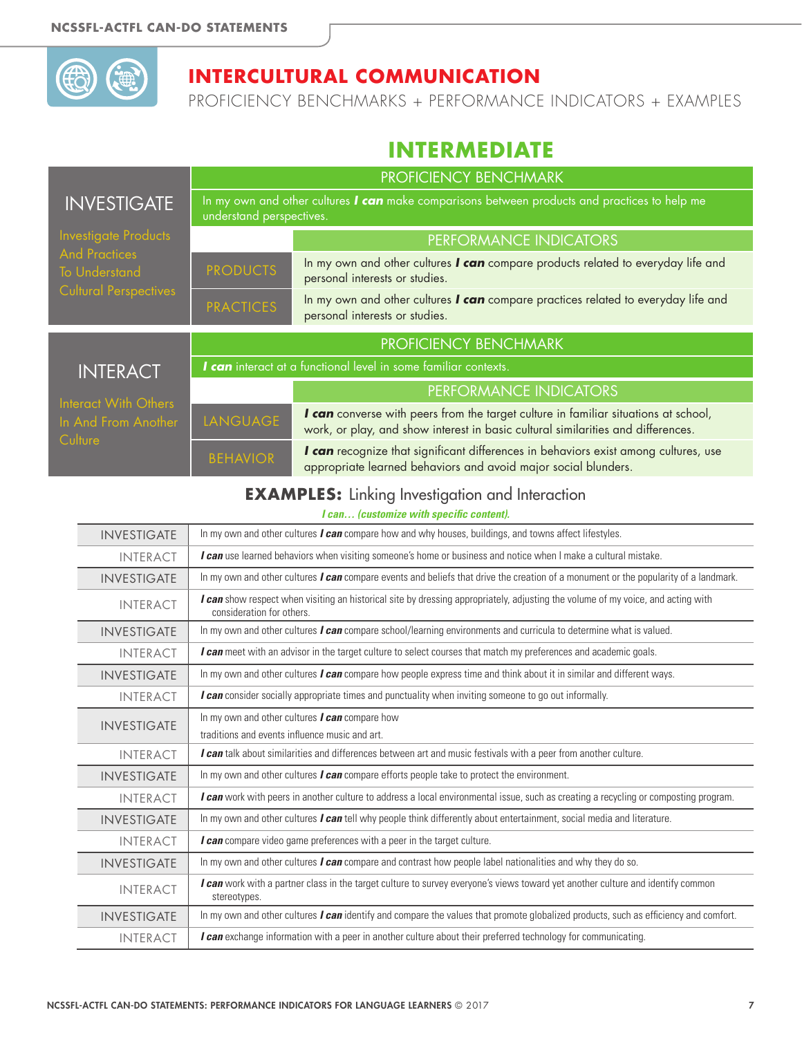# INTERCULTURAL COMMUNICATION

PROFICIENCY BENCHMARKS + PERFORMANCE INDICATORS + EXAMPLES

## INTERMEDIATE

### INVESTIGATE

Investigate Products And Practices To Understand Cultural Perspectives

**PROFICIENCY BENCHMARK**

In my own and other cultures ***I can*** make comparisons between products and practices to help me understand perspectives.

| PERFORMANCE INDICATORS | |
|---|---|
| PRODUCTS | In my own and other cultures ***I can*** compare products related to everyday life and personal interests or studies. |
| PRACTICES | In my own and other cultures ***I can*** compare practices related to everyday life and personal interests or studies. |

### INTERACT

Interact With Others In And From Another Culture

**PROFICIENCY BENCHMARK**

***I can*** interact at a functional level in some familiar contexts.

| PERFORMANCE INDICATORS | |
|---|---|
| LANGUAGE | ***I can*** converse with peers from the target culture in familiar situations at school, work, or play, and show interest in basic cultural similarities and differences. |
| BEHAVIOR | ***I can*** recognize that significant differences in behaviors exist among cultures, use appropriate learned behaviors and avoid major social blunders. |

## EXAMPLES: Linking Investigation and Interaction

***I can… (customize with specific content).***

| | |
|---|---|
| INVESTIGATE | In my own and other cultures ***I can*** compare how and why houses, buildings, and towns affect lifestyles. |
| INTERACT | ***I can*** use learned behaviors when visiting someone's home or business and notice when I make a cultural mistake. |
| INVESTIGATE | In my own and other cultures ***I can*** compare events and beliefs that drive the creation of a monument or the popularity of a landmark. |
| INTERACT | ***I can*** show respect when visiting an historical site by dressing appropriately, adjusting the volume of my voice, and acting with consideration for others. |
| INVESTIGATE | In my own and other cultures ***I can*** compare school/learning environments and curricula to determine what is valued. |
| INTERACT | ***I can*** meet with an advisor in the target culture to select courses that match my preferences and academic goals. |
| INVESTIGATE | In my own and other cultures ***I can*** compare how people express time and think about it in similar and different ways. |
| INTERACT | ***I can*** consider socially appropriate times and punctuality when inviting someone to go out informally. |
| INVESTIGATE | In my own and other cultures ***I can*** compare how traditions and events influence music and art. |
| INTERACT | ***I can*** talk about similarities and differences between art and music festivals with a peer from another culture. |
| INVESTIGATE | In my own and other cultures ***I can*** compare efforts people take to protect the environment. |
| INTERACT | ***I can*** work with peers in another culture to address a local environmental issue, such as creating a recycling or composting program. |
| INVESTIGATE | In my own and other cultures ***I can*** tell why people think differently about entertainment, social media and literature. |
| INTERACT | ***I can*** compare video game preferences with a peer in the target culture. |
| INVESTIGATE | In my own and other cultures ***I can*** compare and contrast how people label nationalities and why they do so. |
| INTERACT | ***I can*** work with a partner class in the target culture to survey everyone's views toward yet another culture and identify common stereotypes. |
| INVESTIGATE | In my own and other cultures ***I can*** identify and compare the values that promote globalized products, such as efficiency and comfort. |
| INTERACT | ***I can*** exchange information with a peer in another culture about their preferred technology for communicating. |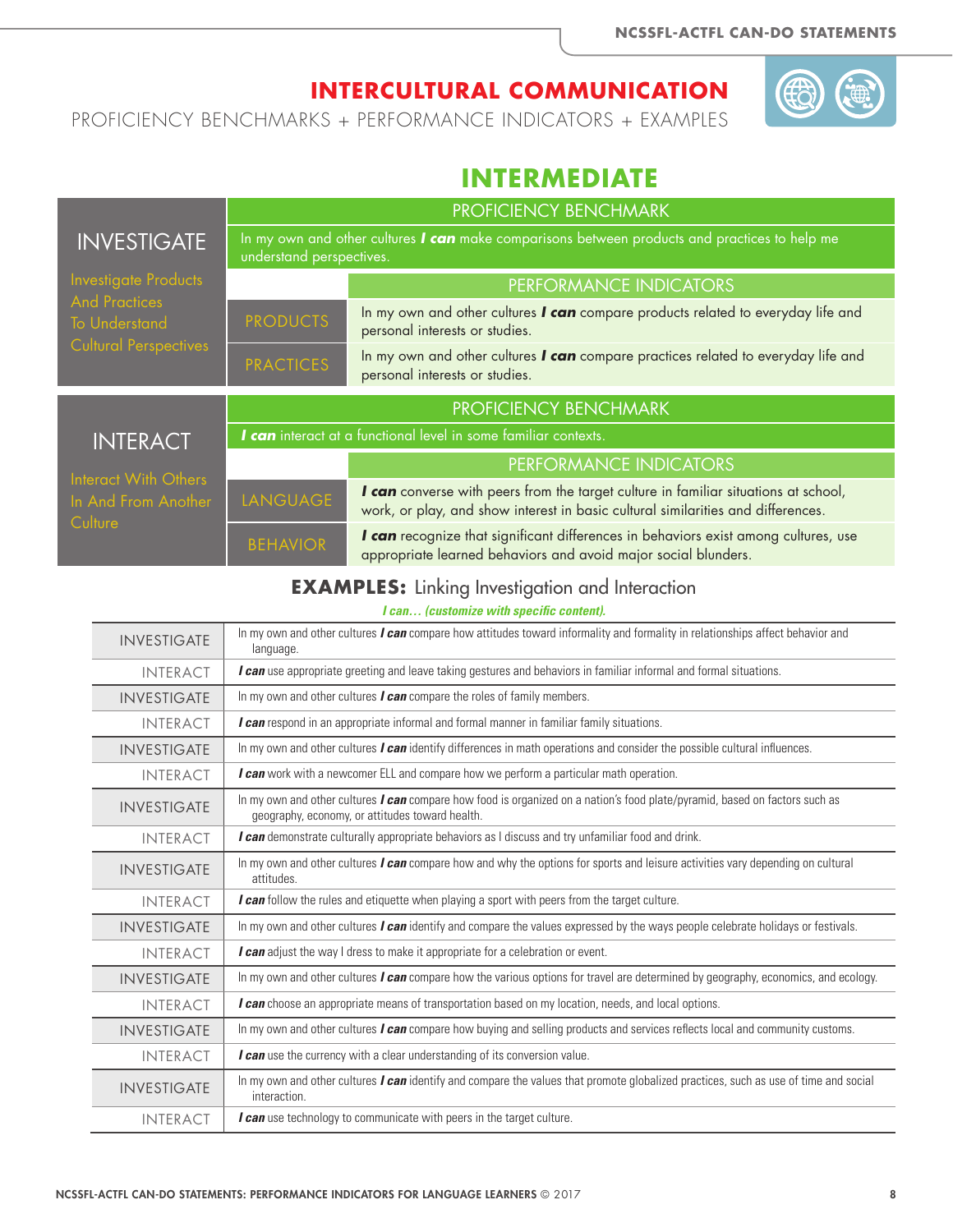# INTERCULTURAL COMMUNICATION

PROFICIENCY BENCHMARKS + PERFORMANCE INDICATORS + EXAMPLES

## INTERMEDIATE

### INVESTIGATE

Investigate Products And Practices To Understand Cultural Perspectives

**PROFICIENCY BENCHMARK**

In my own and other cultures ***I can*** make comparisons between products and practices to help me understand perspectives.

**PERFORMANCE INDICATORS**

| | |
|---|---|
| PRODUCTS | In my own and other cultures ***I can*** compare products related to everyday life and personal interests or studies. |
| PRACTICES | In my own and other cultures ***I can*** compare practices related to everyday life and personal interests or studies. |

### INTERACT

Interact With Others In And From Another Culture

**PROFICIENCY BENCHMARK**

***I can*** interact at a functional level in some familiar contexts.

**PERFORMANCE INDICATORS**

| | |
|---|---|
| LANGUAGE | ***I can*** converse with peers from the target culture in familiar situations at school, work, or play, and show interest in basic cultural similarities and differences. |
| BEHAVIOR | ***I can*** recognize that significant differences in behaviors exist among cultures, use appropriate learned behaviors and avoid major social blunders. |

### EXAMPLES: Linking Investigation and Interaction

***I can… (customize with specific content).***

| | |
|---|---|
| INVESTIGATE | In my own and other cultures ***I can*** compare how attitudes toward informality and formality in relationships affect behavior and language. |
| INTERACT | ***I can*** use appropriate greeting and leave taking gestures and behaviors in familiar informal and formal situations. |
| INVESTIGATE | In my own and other cultures ***I can*** compare the roles of family members. |
| INTERACT | ***I can*** respond in an appropriate informal and formal manner in familiar family situations. |
| INVESTIGATE | In my own and other cultures ***I can*** identify differences in math operations and consider the possible cultural influences. |
| INTERACT | ***I can*** work with a newcomer ELL and compare how we perform a particular math operation. |
| INVESTIGATE | In my own and other cultures ***I can*** compare how food is organized on a nation's food plate/pyramid, based on factors such as geography, economy, or attitudes toward health. |
| INTERACT | ***I can*** demonstrate culturally appropriate behaviors as I discuss and try unfamiliar food and drink. |
| INVESTIGATE | In my own and other cultures ***I can*** compare how and why the options for sports and leisure activities vary depending on cultural attitudes. |
| INTERACT | ***I can*** follow the rules and etiquette when playing a sport with peers from the target culture. |
| INVESTIGATE | In my own and other cultures ***I can*** identify and compare the values expressed by the ways people celebrate holidays or festivals. |
| INTERACT | ***I can*** adjust the way I dress to make it appropriate for a celebration or event. |
| INVESTIGATE | In my own and other cultures ***I can*** compare how the various options for travel are determined by geography, economics, and ecology. |
| INTERACT | ***I can*** choose an appropriate means of transportation based on my location, needs, and local options. |
| INVESTIGATE | In my own and other cultures ***I can*** compare how buying and selling products and services reflects local and community customs. |
| INTERACT | ***I can*** use the currency with a clear understanding of its conversion value. |
| INVESTIGATE | In my own and other cultures ***I can*** identify and compare the values that promote globalized practices, such as use of time and social interaction. |
| INTERACT | ***I can*** use technology to communicate with peers in the target culture. |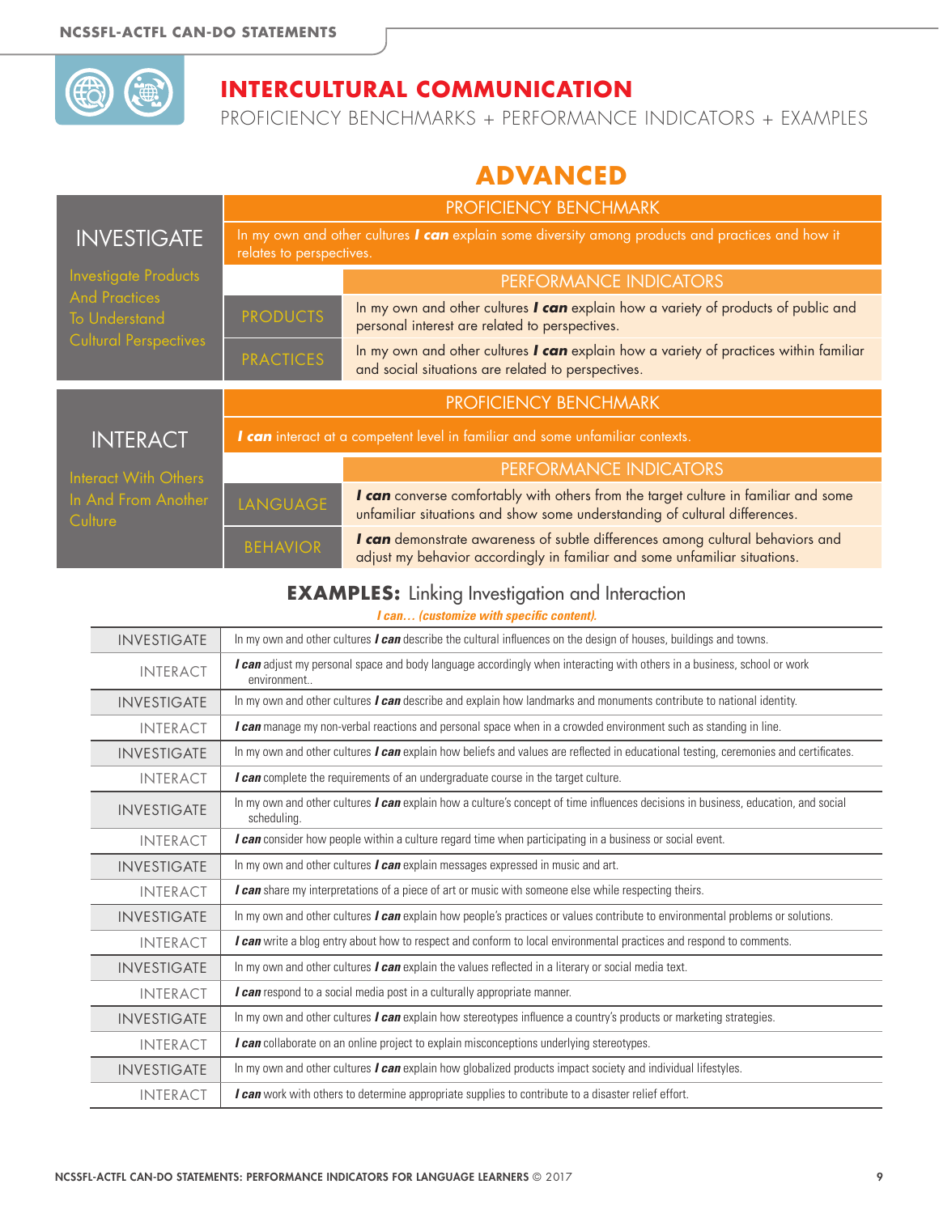# INTERCULTURAL COMMUNICATION

PROFICIENCY BENCHMARKS + PERFORMANCE INDICATORS + EXAMPLES

## ADVANCED

### INVESTIGATE

Investigate Products And Practices To Understand Cultural Perspectives

**PROFICIENCY BENCHMARK**

In my own and other cultures ***I can*** explain some diversity among products and practices and how it relates to perspectives.

| | PERFORMANCE INDICATORS |
|---|---|
| PRODUCTS | In my own and other cultures ***I can*** explain how a variety of products of public and personal interest are related to perspectives. |
| PRACTICES | In my own and other cultures ***I can*** explain how a variety of practices within familiar and social situations are related to perspectives. |

### INTERACT

Interact With Others In And From Another Culture

**PROFICIENCY BENCHMARK**

***I can*** interact at a competent level in familiar and some unfamiliar contexts.

| | PERFORMANCE INDICATORS |
|---|---|
| LANGUAGE | ***I can*** converse comfortably with others from the target culture in familiar and some unfamiliar situations and show some understanding of cultural differences. |
| BEHAVIOR | ***I can*** demonstrate awareness of subtle differences among cultural behaviors and adjust my behavior accordingly in familiar and some unfamiliar situations. |

### EXAMPLES: Linking Investigation and Interaction

***I can… (customize with specific content).***

| | |
|---|---|
| INVESTIGATE | In my own and other cultures ***I can*** describe the cultural influences on the design of houses, buildings and towns. |
| INTERACT | ***I can*** adjust my personal space and body language accordingly when interacting with others in a business, school or work environment.. |
| INVESTIGATE | In my own and other cultures ***I can*** describe and explain how landmarks and monuments contribute to national identity. |
| INTERACT | ***I can*** manage my non-verbal reactions and personal space when in a crowded environment such as standing in line. |
| INVESTIGATE | In my own and other cultures ***I can*** explain how beliefs and values are reflected in educational testing, ceremonies and certificates. |
| INTERACT | ***I can*** complete the requirements of an undergraduate course in the target culture. |
| INVESTIGATE | In my own and other cultures ***I can*** explain how a culture's concept of time influences decisions in business, education, and social scheduling. |
| INTERACT | ***I can*** consider how people within a culture regard time when participating in a business or social event. |
| INVESTIGATE | In my own and other cultures ***I can*** explain messages expressed in music and art. |
| INTERACT | ***I can*** share my interpretations of a piece of art or music with someone else while respecting theirs. |
| INVESTIGATE | In my own and other cultures ***I can*** explain how people's practices or values contribute to environmental problems or solutions. |
| INTERACT | ***I can*** write a blog entry about how to respect and conform to local environmental practices and respond to comments. |
| INVESTIGATE | In my own and other cultures ***I can*** explain the values reflected in a literary or social media text. |
| INTERACT | ***I can*** respond to a social media post in a culturally appropriate manner. |
| INVESTIGATE | In my own and other cultures ***I can*** explain how stereotypes influence a country's products or marketing strategies. |
| INTERACT | ***I can*** collaborate on an online project to explain misconceptions underlying stereotypes. |
| INVESTIGATE | In my own and other cultures ***I can*** explain how globalized products impact society and individual lifestyles. |
| INTERACT | ***I can*** work with others to determine appropriate supplies to contribute to a disaster relief effort. |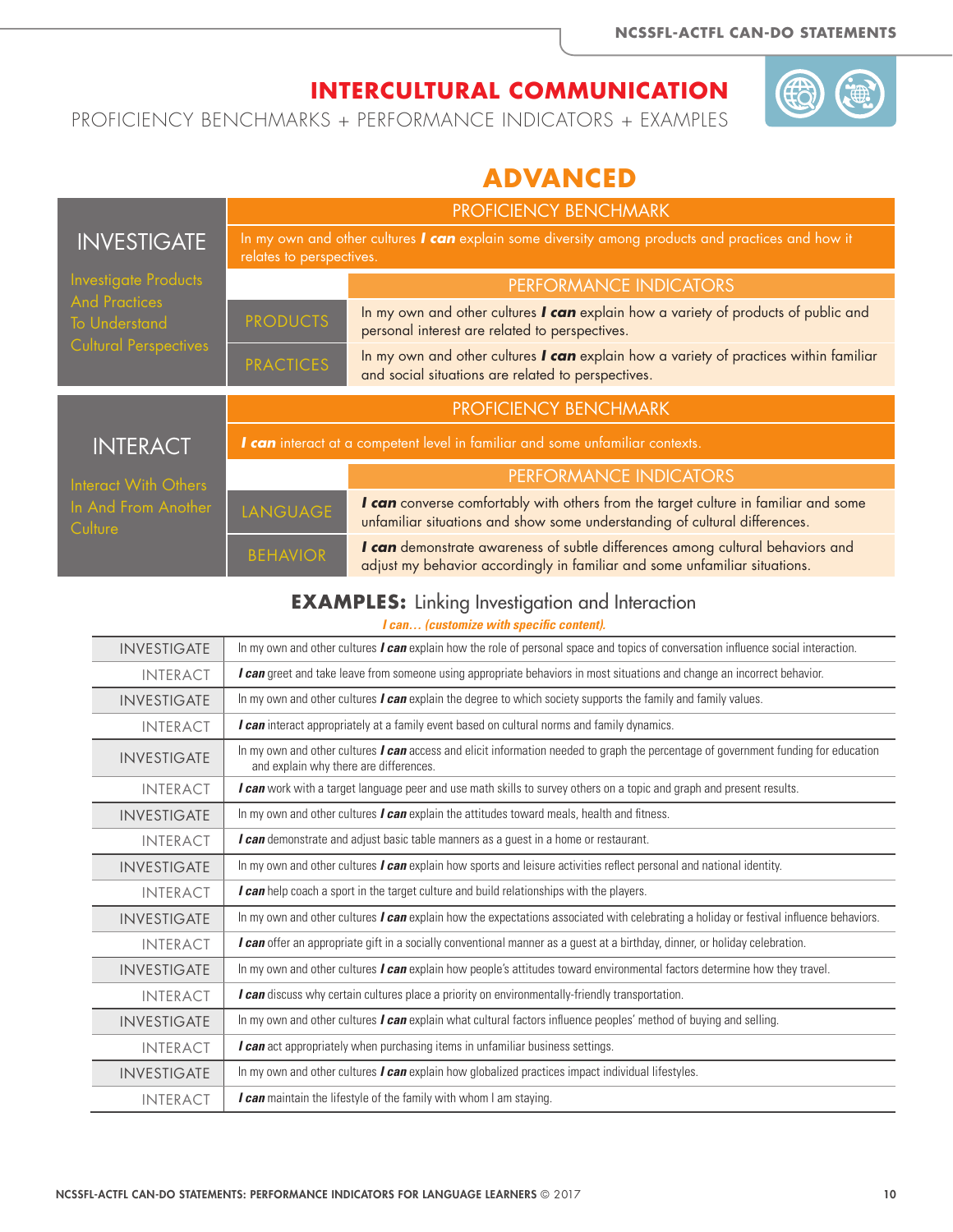# INTERCULTURAL COMMUNICATION

PROFICIENCY BENCHMARKS + PERFORMANCE INDICATORS + EXAMPLES

## ADVANCED

### INVESTIGATE

Investigate Products And Practices To Understand Cultural Perspectives

**PROFICIENCY BENCHMARK**

In my own and other cultures ***I can*** explain some diversity among products and practices and how it relates to perspectives.

| | PERFORMANCE INDICATORS |
|---|---|
| PRODUCTS | In my own and other cultures ***I can*** explain how a variety of products of public and personal interest are related to perspectives. |
| PRACTICES | In my own and other cultures ***I can*** explain how a variety of practices within familiar and social situations are related to perspectives. |

### INTERACT

Interact With Others In And From Another Culture

**PROFICIENCY BENCHMARK**

***I can*** interact at a competent level in familiar and some unfamiliar contexts.

| | PERFORMANCE INDICATORS |
|---|---|
| LANGUAGE | ***I can*** converse comfortably with others from the target culture in familiar and some unfamiliar situations and show some understanding of cultural differences. |
| BEHAVIOR | ***I can*** demonstrate awareness of subtle differences among cultural behaviors and adjust my behavior accordingly in familiar and some unfamiliar situations. |

### EXAMPLES: Linking Investigation and Interaction

***I can… (customize with specific content).***

| | |
|---|---|
| INVESTIGATE | In my own and other cultures ***I can*** explain how the role of personal space and topics of conversation influence social interaction. |
| INTERACT | ***I can*** greet and take leave from someone using appropriate behaviors in most situations and change an incorrect behavior. |
| INVESTIGATE | In my own and other cultures ***I can*** explain the degree to which society supports the family and family values. |
| INTERACT | ***I can*** interact appropriately at a family event based on cultural norms and family dynamics. |
| INVESTIGATE | In my own and other cultures ***I can*** access and elicit information needed to graph the percentage of government funding for education and explain why there are differences. |
| INTERACT | ***I can*** work with a target language peer and use math skills to survey others on a topic and graph and present results. |
| INVESTIGATE | In my own and other cultures ***I can*** explain the attitudes toward meals, health and fitness. |
| INTERACT | ***I can*** demonstrate and adjust basic table manners as a guest in a home or restaurant. |
| INVESTIGATE | In my own and other cultures ***I can*** explain how sports and leisure activities reflect personal and national identity. |
| INTERACT | ***I can*** help coach a sport in the target culture and build relationships with the players. |
| INVESTIGATE | In my own and other cultures ***I can*** explain how the expectations associated with celebrating a holiday or festival influence behaviors. |
| INTERACT | ***I can*** offer an appropriate gift in a socially conventional manner as a guest at a birthday, dinner, or holiday celebration. |
| INVESTIGATE | In my own and other cultures ***I can*** explain how people's attitudes toward environmental factors determine how they travel. |
| INTERACT | ***I can*** discuss why certain cultures place a priority on environmentally-friendly transportation. |
| INVESTIGATE | In my own and other cultures ***I can*** explain what cultural factors influence peoples' method of buying and selling. |
| INTERACT | ***I can*** act appropriately when purchasing items in unfamiliar business settings. |
| INVESTIGATE | In my own and other cultures ***I can*** explain how globalized practices impact individual lifestyles. |
| INTERACT | ***I can*** maintain the lifestyle of the family with whom I am staying. |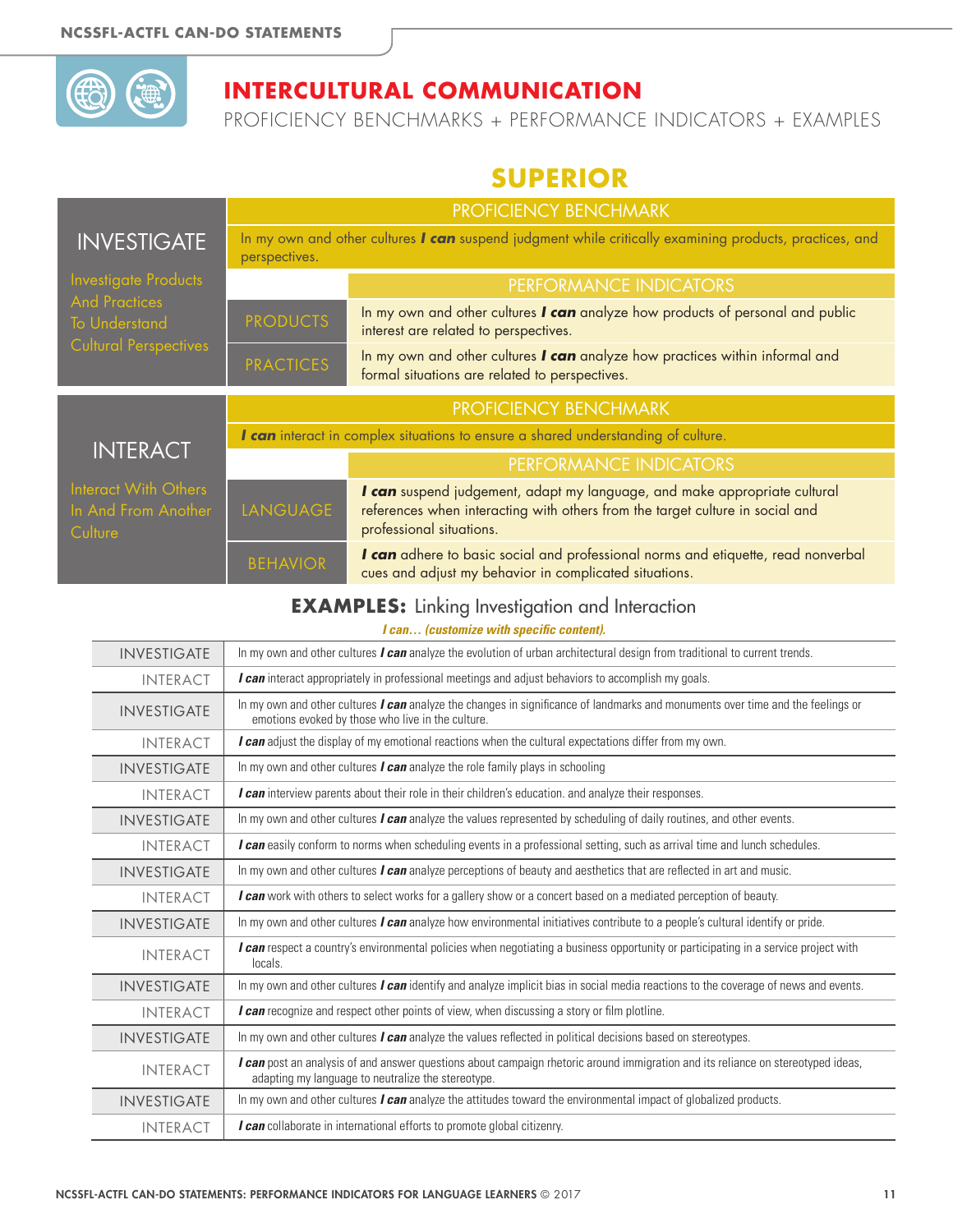# INTERCULTURAL COMMUNICATION

PROFICIENCY BENCHMARKS + PERFORMANCE INDICATORS + EXAMPLES

## SUPERIOR

| INVESTIGATE | | PROFICIENCY BENCHMARK |
|---|---|---|
| Investigate Products And Practices To Understand Cultural Perspectives | | In my own and other cultures ***I can*** suspend judgment while critically examining products, practices, and perspectives. |
| | | PERFORMANCE INDICATORS |
| | PRODUCTS | In my own and other cultures ***I can*** analyze how products of personal and public interest are related to perspectives. |
| | PRACTICES | In my own and other cultures ***I can*** analyze how practices within informal and formal situations are related to perspectives. |

| INTERACT | | PROFICIENCY BENCHMARK |
|---|---|---|
| Interact With Others In And From Another Culture | | ***I can*** interact in complex situations to ensure a shared understanding of culture. |
| | | PERFORMANCE INDICATORS |
| | LANGUAGE | ***I can*** suspend judgement, adapt my language, and make appropriate cultural references when interacting with others from the target culture in social and professional situations. |
| | BEHAVIOR | ***I can*** adhere to basic social and professional norms and etiquette, read nonverbal cues and adjust my behavior in complicated situations. |

### EXAMPLES: Linking Investigation and Interaction

***I can… (customize with specific content).***

| | |
|---|---|
| INVESTIGATE | In my own and other cultures ***I can*** analyze the evolution of urban architectural design from traditional to current trends. |
| INTERACT | ***I can*** interact appropriately in professional meetings and adjust behaviors to accomplish my goals. |
| INVESTIGATE | In my own and other cultures ***I can*** analyze the changes in significance of landmarks and monuments over time and the feelings or emotions evoked by those who live in the culture. |
| INTERACT | ***I can*** adjust the display of my emotional reactions when the cultural expectations differ from my own. |
| INVESTIGATE | In my own and other cultures ***I can*** analyze the role family plays in schooling |
| INTERACT | ***I can*** interview parents about their role in their children's education. and analyze their responses. |
| INVESTIGATE | In my own and other cultures ***I can*** analyze the values represented by scheduling of daily routines, and other events. |
| INTERACT | ***I can*** easily conform to norms when scheduling events in a professional setting, such as arrival time and lunch schedules. |
| INVESTIGATE | In my own and other cultures ***I can*** analyze perceptions of beauty and aesthetics that are reflected in art and music. |
| INTERACT | ***I can*** work with others to select works for a gallery show or a concert based on a mediated perception of beauty. |
| INVESTIGATE | In my own and other cultures ***I can*** analyze how environmental initiatives contribute to a people's cultural identify or pride. |
| INTERACT | ***I can*** respect a country's environmental policies when negotiating a business opportunity or participating in a service project with locals. |
| INVESTIGATE | In my own and other cultures ***I can*** identify and analyze implicit bias in social media reactions to the coverage of news and events. |
| INTERACT | ***I can*** recognize and respect other points of view, when discussing a story or film plotline. |
| INVESTIGATE | In my own and other cultures ***I can*** analyze the values reflected in political decisions based on stereotypes. |
| INTERACT | ***I can*** post an analysis of and answer questions about campaign rhetoric around immigration and its reliance on stereotyped ideas, adapting my language to neutralize the stereotype. |
| INVESTIGATE | In my own and other cultures ***I can*** analyze the attitudes toward the environmental impact of globalized products. |
| INTERACT | ***I can*** collaborate in international efforts to promote global citizenry. |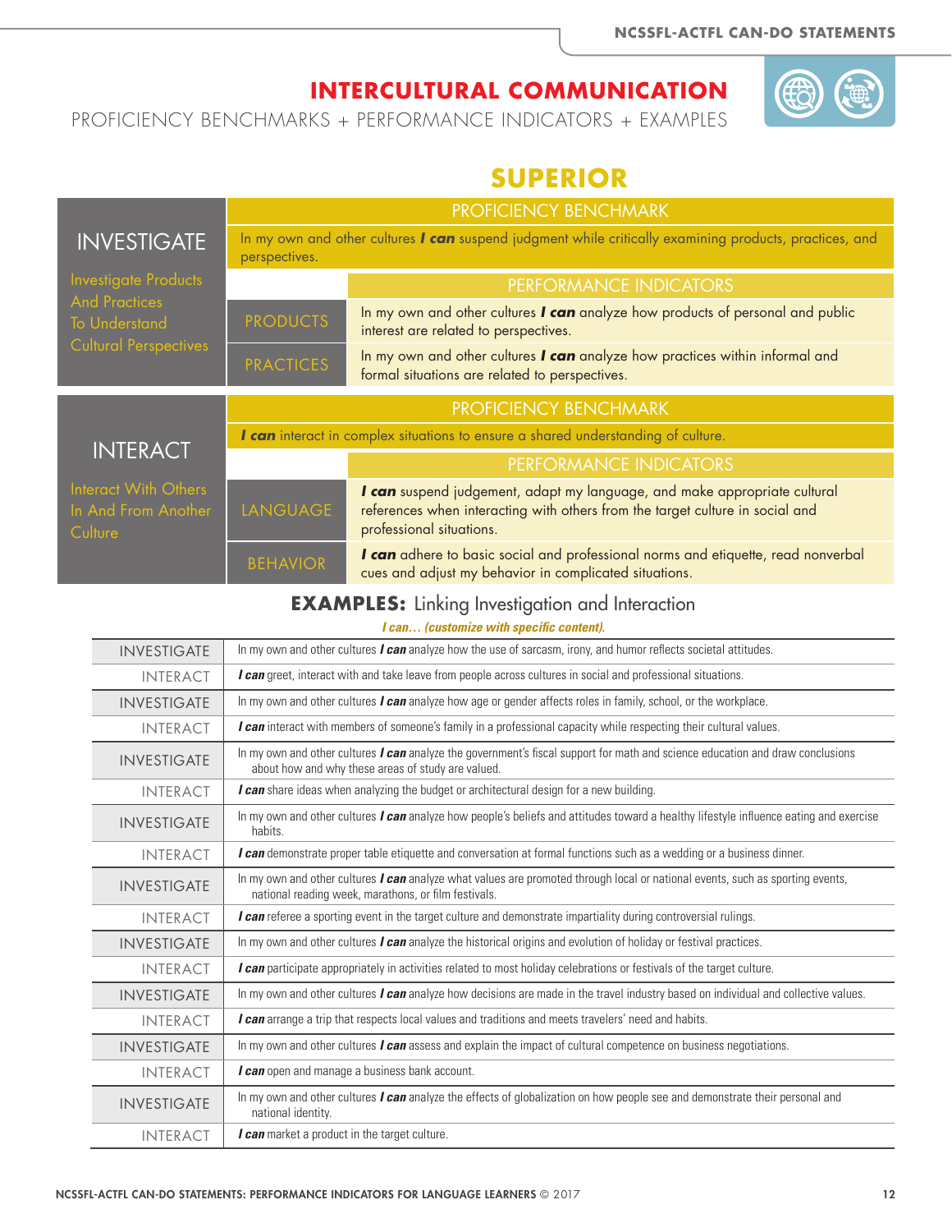# INTERCULTURAL COMMUNICATION

PROFICIENCY BENCHMARKS + PERFORMANCE INDICATORS + EXAMPLES

## SUPERIOR

### INVESTIGATE

Investigate Products And Practices To Understand Cultural Perspectives

**PROFICIENCY BENCHMARK**

In my own and other cultures ***I can*** suspend judgment while critically examining products, practices, and perspectives.

| PERFORMANCE INDICATORS | |
|---|---|
| PRODUCTS | In my own and other cultures ***I can*** analyze how products of personal and public interest are related to perspectives. |
| PRACTICES | In my own and other cultures ***I can*** analyze how practices within informal and formal situations are related to perspectives. |

### INTERACT

Interact With Others In And From Another Culture

**PROFICIENCY BENCHMARK**

***I can*** interact in complex situations to ensure a shared understanding of culture.

| PERFORMANCE INDICATORS | |
|---|---|
| LANGUAGE | ***I can*** suspend judgement, adapt my language, and make appropriate cultural references when interacting with others from the target culture in social and professional situations. |
| BEHAVIOR | ***I can*** adhere to basic social and professional norms and etiquette, read nonverbal cues and adjust my behavior in complicated situations. |

## EXAMPLES: Linking Investigation and Interaction

***I can… (customize with specific content).***

| | |
|---|---|
| INVESTIGATE | In my own and other cultures ***I can*** analyze how the use of sarcasm, irony, and humor reflects societal attitudes. |
| INTERACT | ***I can*** greet, interact with and take leave from people across cultures in social and professional situations. |
| INVESTIGATE | In my own and other cultures ***I can*** analyze how age or gender affects roles in family, school, or the workplace. |
| INTERACT | ***I can*** interact with members of someone's family in a professional capacity while respecting their cultural values. |
| INVESTIGATE | In my own and other cultures ***I can*** analyze the government's fiscal support for math and science education and draw conclusions about how and why these areas of study are valued. |
| INTERACT | ***I can*** share ideas when analyzing the budget or architectural design for a new building. |
| INVESTIGATE | In my own and other cultures ***I can*** analyze how people's beliefs and attitudes toward a healthy lifestyle influence eating and exercise habits. |
| INTERACT | ***I can*** demonstrate proper table etiquette and conversation at formal functions such as a wedding or a business dinner. |
| INVESTIGATE | In my own and other cultures ***I can*** analyze what values are promoted through local or national events, such as sporting events, national reading week, marathons, or film festivals. |
| INTERACT | ***I can*** referee a sporting event in the target culture and demonstrate impartiality during controversial rulings. |
| INVESTIGATE | In my own and other cultures ***I can*** analyze the historical origins and evolution of holiday or festival practices. |
| INTERACT | ***I can*** participate appropriately in activities related to most holiday celebrations or festivals of the target culture. |
| INVESTIGATE | In my own and other cultures ***I can*** analyze how decisions are made in the travel industry based on individual and collective values. |
| INTERACT | ***I can*** arrange a trip that respects local values and traditions and meets travelers' need and habits. |
| INVESTIGATE | In my own and other cultures ***I can*** assess and explain the impact of cultural competence on business negotiations. |
| INTERACT | ***I can*** open and manage a business bank account. |
| INVESTIGATE | In my own and other cultures ***I can*** analyze the effects of globalization on how people see and demonstrate their personal and national identity. |
| INTERACT | ***I can*** market a product in the target culture. |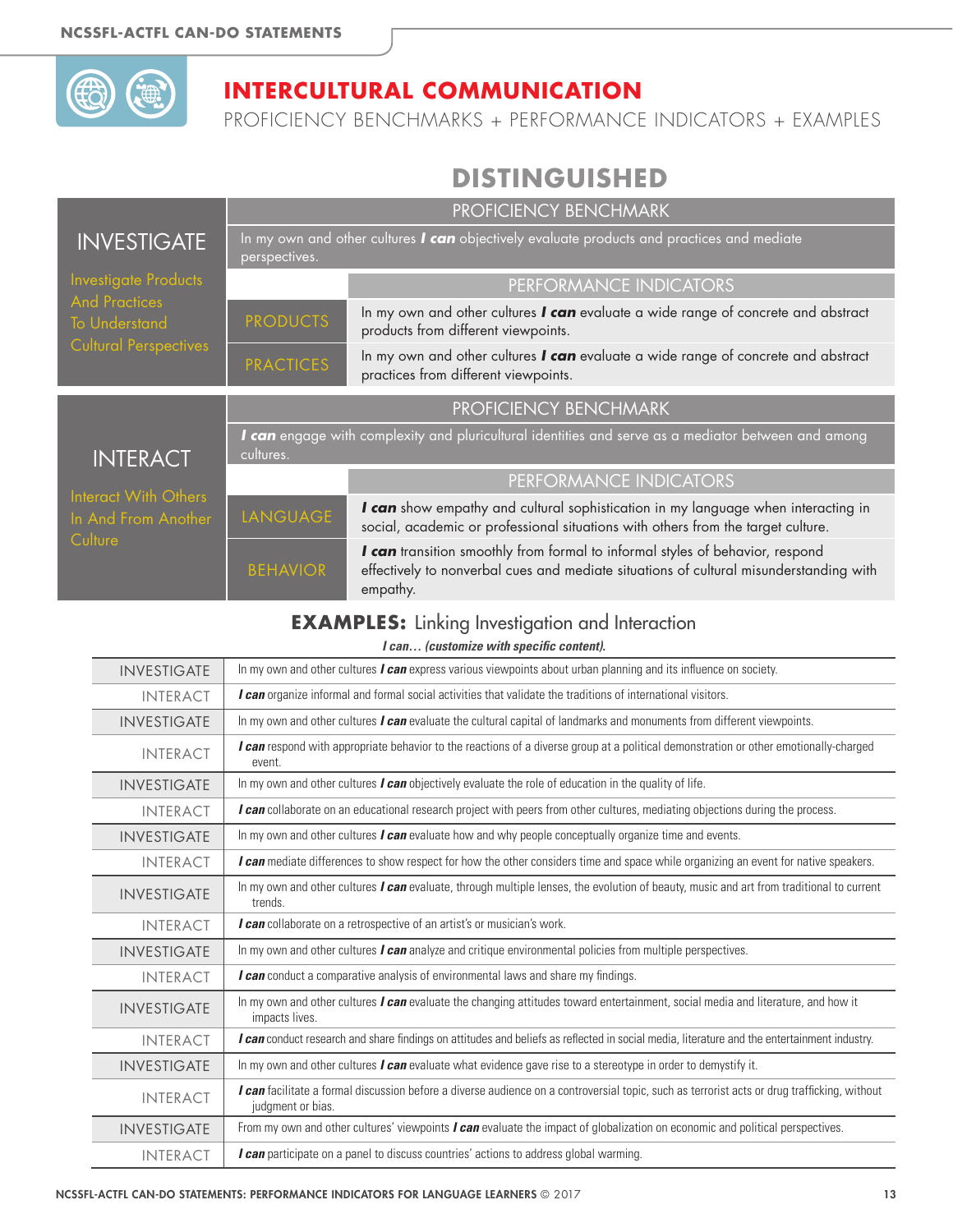# INTERCULTURAL COMMUNICATION

PROFICIENCY BENCHMARKS + PERFORMANCE INDICATORS + EXAMPLES

## DISTINGUISHED

| INVESTIGATE | PROFICIENCY BENCHMARK | |
|---|---|---|
| Investigate Products And Practices To Understand Cultural Perspectives | In my own and other cultures ***I can*** objectively evaluate products and practices and mediate perspectives. | |
| | | PERFORMANCE INDICATORS |
| | PRODUCTS | In my own and other cultures ***I can*** evaluate a wide range of concrete and abstract products from different viewpoints. |
| | PRACTICES | In my own and other cultures ***I can*** evaluate a wide range of concrete and abstract practices from different viewpoints. |

| INTERACT | PROFICIENCY BENCHMARK | |
|---|---|---|
| Interact With Others In And From Another Culture | ***I can*** engage with complexity and pluricultural identities and serve as a mediator between and among cultures. | |
| | | PERFORMANCE INDICATORS |
| | LANGUAGE | ***I can*** show empathy and cultural sophistication in my language when interacting in social, academic or professional situations with others from the target culture. |
| | BEHAVIOR | ***I can*** transition smoothly from formal to informal styles of behavior, respond effectively to nonverbal cues and mediate situations of cultural misunderstanding with empathy. |

### EXAMPLES: Linking Investigation and Interaction

***I can… (customize with specific content).***

| | |
|---|---|
| INVESTIGATE | In my own and other cultures ***I can*** express various viewpoints about urban planning and its influence on society. |
| INTERACT | ***I can*** organize informal and formal social activities that validate the traditions of international visitors. |
| INVESTIGATE | In my own and other cultures ***I can*** evaluate the cultural capital of landmarks and monuments from different viewpoints. |
| INTERACT | ***I can*** respond with appropriate behavior to the reactions of a diverse group at a political demonstration or other emotionally-charged event. |
| INVESTIGATE | In my own and other cultures ***I can*** objectively evaluate the role of education in the quality of life. |
| INTERACT | ***I can*** collaborate on an educational research project with peers from other cultures, mediating objections during the process. |
| INVESTIGATE | In my own and other cultures ***I can*** evaluate how and why people conceptually organize time and events. |
| INTERACT | ***I can*** mediate differences to show respect for how the other considers time and space while organizing an event for native speakers. |
| INVESTIGATE | In my own and other cultures ***I can*** evaluate, through multiple lenses, the evolution of beauty, music and art from traditional to current trends. |
| INTERACT | ***I can*** collaborate on a retrospective of an artist's or musician's work. |
| INVESTIGATE | In my own and other cultures ***I can*** analyze and critique environmental policies from multiple perspectives. |
| INTERACT | ***I can*** conduct a comparative analysis of environmental laws and share my findings. |
| INVESTIGATE | In my own and other cultures ***I can*** evaluate the changing attitudes toward entertainment, social media and literature, and how it impacts lives. |
| INTERACT | ***I can*** conduct research and share findings on attitudes and beliefs as reflected in social media, literature and the entertainment industry. |
| INVESTIGATE | In my own and other cultures ***I can*** evaluate what evidence gave rise to a stereotype in order to demystify it. |
| INTERACT | ***I can*** facilitate a formal discussion before a diverse audience on a controversial topic, such as terrorist acts or drug trafficking, without judgment or bias. |
| INVESTIGATE | From my own and other cultures' viewpoints ***I can*** evaluate the impact of globalization on economic and political perspectives. |
| INTERACT | ***I can*** participate on a panel to discuss countries' actions to address global warming. |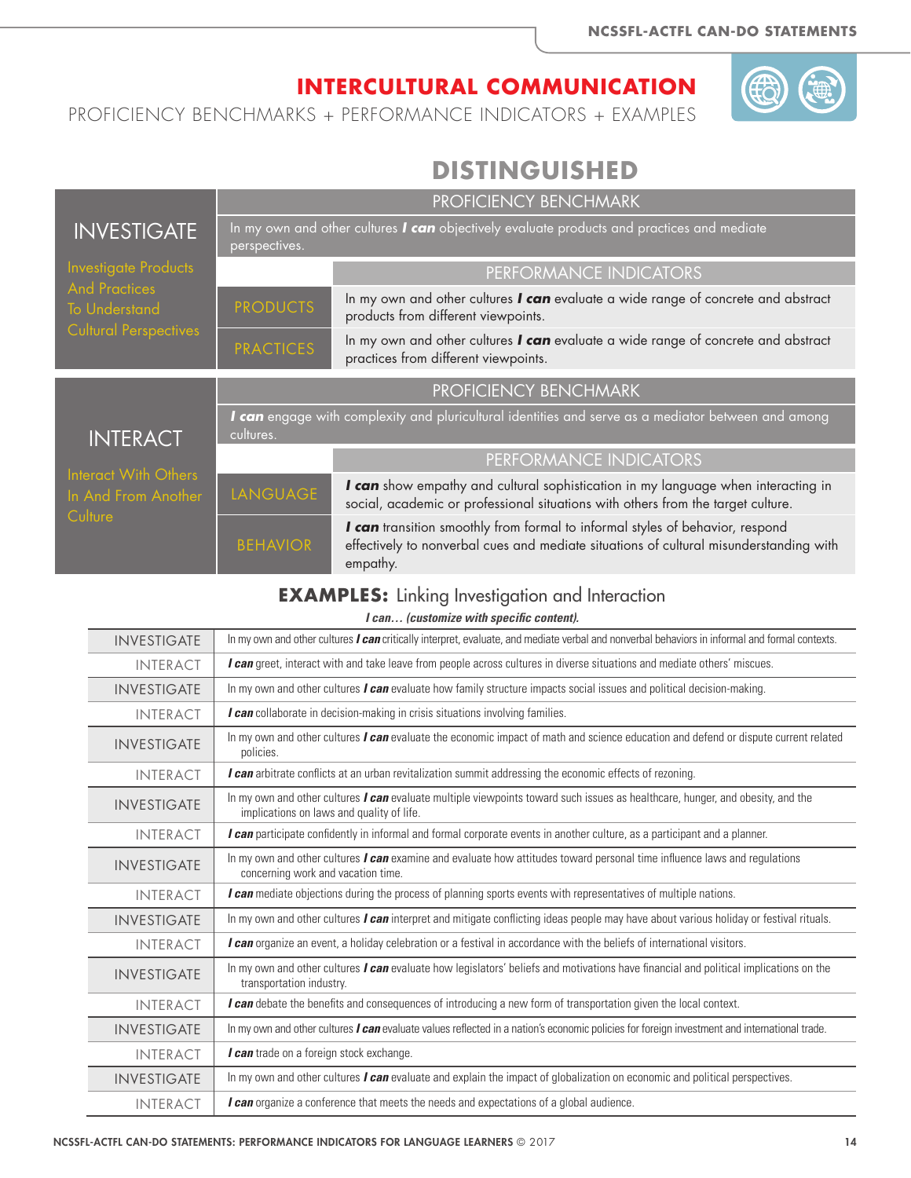# INTERCULTURAL COMMUNICATION

PROFICIENCY BENCHMARKS + PERFORMANCE INDICATORS + EXAMPLES

## DISTINGUISHED

| | | |
|---|---|---|
| **INVESTIGATE** | PROFICIENCY BENCHMARK | |
| Investigate Products And Practices To Understand Cultural Perspectives | In my own and other cultures ***I can*** objectively evaluate products and practices and mediate perspectives. | |
| | | PERFORMANCE INDICATORS |
| | PRODUCTS | In my own and other cultures ***I can*** evaluate a wide range of concrete and abstract products from different viewpoints. |
| | PRACTICES | In my own and other cultures ***I can*** evaluate a wide range of concrete and abstract practices from different viewpoints. |

| | | |
|---|---|---|
| **INTERACT** | PROFICIENCY BENCHMARK | |
| Interact With Others In And From Another Culture | ***I can*** engage with complexity and pluricultural identities and serve as a mediator between and among cultures. | |
| | | PERFORMANCE INDICATORS |
| | LANGUAGE | ***I can*** show empathy and cultural sophistication in my language when interacting in social, academic or professional situations with others from the target culture. |
| | BEHAVIOR | ***I can*** transition smoothly from formal to informal styles of behavior, respond effectively to nonverbal cues and mediate situations of cultural misunderstanding with empathy. |

## EXAMPLES: Linking Investigation and Interaction

***I can… (customize with specific content).***

| | |
|---|---|
| INVESTIGATE | In my own and other cultures ***I can*** critically interpret, evaluate, and mediate verbal and nonverbal behaviors in informal and formal contexts. |
| INTERACT | ***I can*** greet, interact with and take leave from people across cultures in diverse situations and mediate others' miscues. |
| INVESTIGATE | In my own and other cultures ***I can*** evaluate how family structure impacts social issues and political decision-making. |
| INTERACT | ***I can*** collaborate in decision-making in crisis situations involving families. |
| INVESTIGATE | In my own and other cultures ***I can*** evaluate the economic impact of math and science education and defend or dispute current related policies. |
| INTERACT | ***I can*** arbitrate conflicts at an urban revitalization summit addressing the economic effects of rezoning. |
| INVESTIGATE | In my own and other cultures ***I can*** evaluate multiple viewpoints toward such issues as healthcare, hunger, and obesity, and the implications on laws and quality of life. |
| INTERACT | ***I can*** participate confidently in informal and formal corporate events in another culture, as a participant and a planner. |
| INVESTIGATE | In my own and other cultures ***I can*** examine and evaluate how attitudes toward personal time influence laws and regulations concerning work and vacation time. |
| INTERACT | ***I can*** mediate objections during the process of planning sports events with representatives of multiple nations. |
| INVESTIGATE | In my own and other cultures ***I can*** interpret and mitigate conflicting ideas people may have about various holiday or festival rituals. |
| INTERACT | ***I can*** organize an event, a holiday celebration or a festival in accordance with the beliefs of international visitors. |
| INVESTIGATE | In my own and other cultures ***I can*** evaluate how legislators' beliefs and motivations have financial and political implications on the transportation industry. |
| INTERACT | ***I can*** debate the benefits and consequences of introducing a new form of transportation given the local context. |
| INVESTIGATE | In my own and other cultures ***I can*** evaluate values reflected in a nation's economic policies for foreign investment and international trade. |
| INTERACT | ***I can*** trade on a foreign stock exchange. |
| INVESTIGATE | In my own and other cultures ***I can*** evaluate and explain the impact of globalization on economic and political perspectives. |
| INTERACT | ***I can*** organize a conference that meets the needs and expectations of a global audience. |